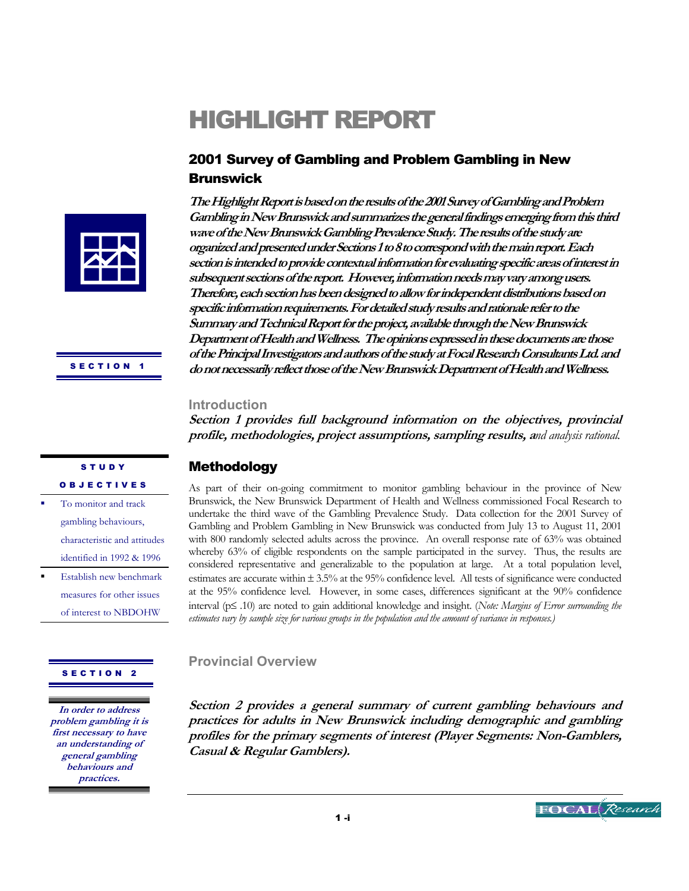# HIGHLIGHT REPORT

## 2001 Survey of Gambling and Problem Gambling in New Brunswick

***The Highlight Report is based on the results of the 2001 Survey of Gambling and Problem Gambling in New Brunswick and summarizes the general findings emerging from this third wave of the New Brunswick Gambling Prevalence Study. The results of the study are organized and presented under Sections 1 to 8 to correspond with the main report. Each section is intended to provide contextual information for evaluating specific areas of interest in subsequent sections of the report. However, information needs may vary among users. Therefore, each section has been designed to allow for independent distributions based on specific information requirements. For detailed study results and rationale refer to the Summary and Technical Report for the project, available through the New Brunswick Department of Health and Wellness. The opinions expressed in these documents are those of the Principal Investigators and authors of the study at Focal Research Consultants Ltd. and do not necessarily reflect those of the New Brunswick Department of Health and Wellness.***

**SECTION 1**

### Introduction

***Section 1 provides full background information on the objectives, provincial profile, methodologies, project assumptions, sampling results, a****nd analysis rational.*

**STUDY OBJECTIVES**

- To monitor and track gambling behaviours, characteristic and attitudes identified in 1992 & 1996
- Establish new benchmark measures for other issues of interest to NBDOHW

## Methodology

As part of their on-going commitment to monitor gambling behaviour in the province of New Brunswick, the New Brunswick Department of Health and Wellness commissioned Focal Research to undertake the third wave of the Gambling Prevalence Study. Data collection for the 2001 Survey of Gambling and Problem Gambling in New Brunswick was conducted from July 13 to August 11, 2001 with 800 randomly selected adults across the province. An overall response rate of 63% was obtained whereby 63% of eligible respondents on the sample participated in the survey. Thus, the results are considered representative and generalizable to the population at large. At a total population level, estimates are accurate within ± 3.5% at the 95% confidence level. All tests of significance were conducted at the 95% confidence level. However, in some cases, differences significant at the 90% confidence interval ($p \leq .10$) are noted to gain additional knowledge and insight. (*Note: Margins of Error surrounding the estimates vary by sample size for various groups in the population and the amount of variance in responses.)*

**SECTION 2**

### Provincial Overview

***In order to address problem gambling it is first necessary to have an understanding of general gambling behaviours and practices.***

***Section 2 provides a general summary of current gambling behaviours and practices for adults in New Brunswick including demographic and gambling profiles for the primary segments of interest (Player Segments: Non-Gamblers, Casual & Regular Gamblers).***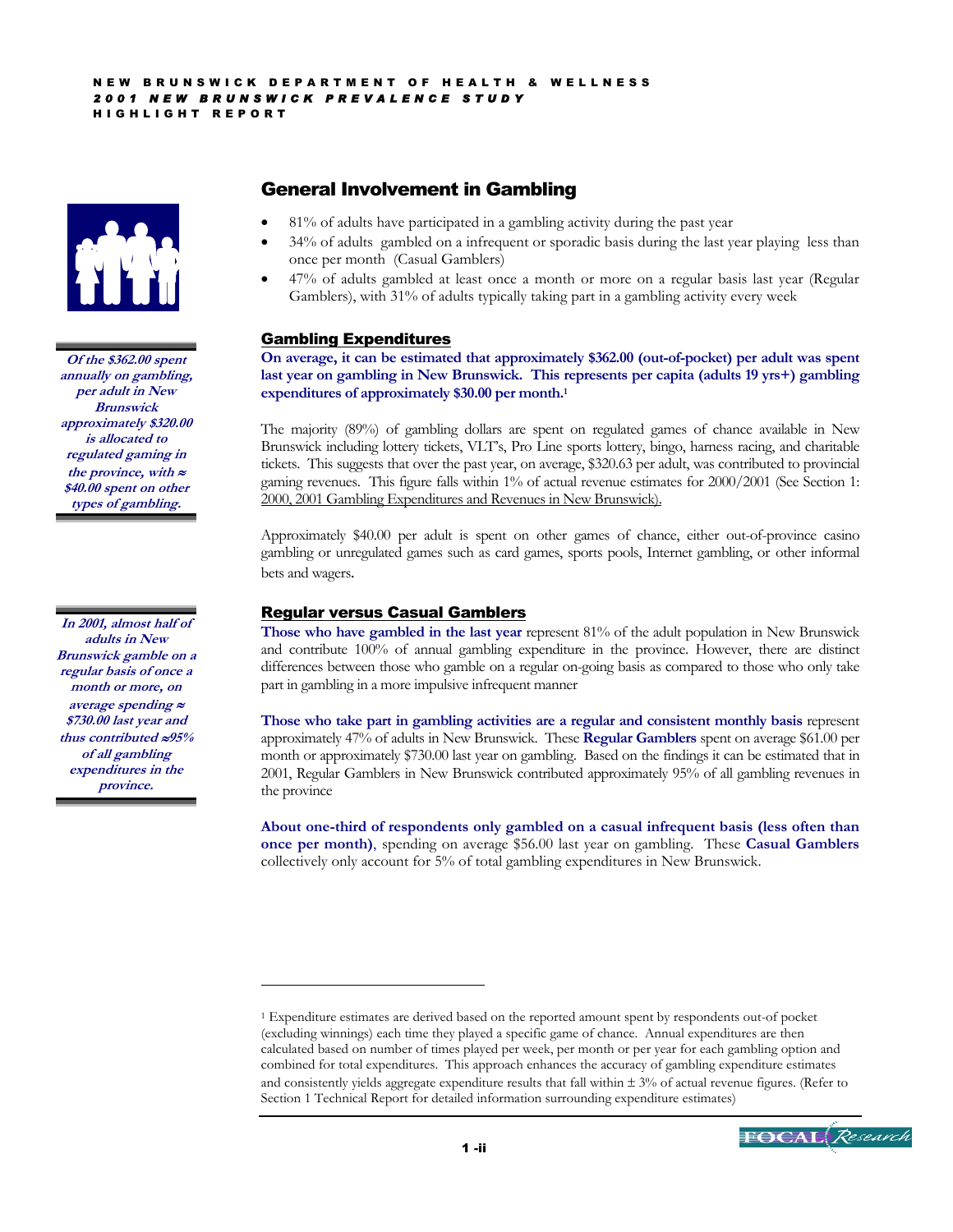## General Involvement in Gambling

- 81% of adults have participated in a gambling activity during the past year
- 34% of adults gambled on a infrequent or sporadic basis during the last year playing less than once per month (Casual Gamblers)
- 47% of adults gambled at least once a month or more on a regular basis last year (Regular Gamblers), with 31% of adults typically taking part in a gambling activity every week

***Of the $362.00 spent annually on gambling, per adult in New Brunswick approximately $320.00 is allocated to regulated gaming in the province, with ≈ $40.00 spent on other types of gambling.***

### Gambling Expenditures

**On average, it can be estimated that approximately $362.00 (out-of-pocket) per adult was spent last year on gambling in New Brunswick. This represents per capita (adults 19 yrs+) gambling expenditures of approximately $30.00 per month.[1]**

The majority (89%) of gambling dollars are spent on regulated games of chance available in New Brunswick including lottery tickets, VLT's, Pro Line sports lottery, bingo, harness racing, and charitable tickets. This suggests that over the past year, on average, $320.63 per adult, was contributed to provincial gaming revenues. This figure falls within 1% of actual revenue estimates for 2000/2001 (See Section 1: 2000, 2001 Gambling Expenditures and Revenues in New Brunswick).

Approximately $40.00 per adult is spent on other games of chance, either out-of-province casino gambling or unregulated games such as card games, sports pools, Internet gambling, or other informal bets and wagers.

***In 2001, almost half of adults in New Brunswick gamble on a regular basis of once a month or more, on average spending ≈ $730.00 last year and thus contributed ≈95% of all gambling expenditures in the province.***

### Regular versus Casual Gamblers

**Those who have gambled in the last year** represent 81% of the adult population in New Brunswick and contribute 100% of annual gambling expenditure in the province. However, there are distinct differences between those who gamble on a regular on-going basis as compared to those who only take part in gambling in a more impulsive infrequent manner

**Those who take part in gambling activities are a regular and consistent monthly basis** represent approximately 47% of adults in New Brunswick. These **Regular Gamblers** spent on average $61.00 per month or approximately $730.00 last year on gambling. Based on the findings it can be estimated that in 2001, Regular Gamblers in New Brunswick contributed approximately 95% of all gambling revenues in the province

**About one-third of respondents only gambled on a casual infrequent basis (less often than once per month)**, spending on average $56.00 last year on gambling. These **Casual Gamblers** collectively only account for 5% of total gambling expenditures in New Brunswick.

---

[1] Expenditure estimates are derived based on the reported amount spent by respondents out-of pocket (excluding winnings) each time they played a specific game of chance. Annual expenditures are then calculated based on number of times played per week, per month or per year for each gambling option and combined for total expenditures. This approach enhances the accuracy of gambling expenditure estimates and consistently yields aggregate expenditure results that fall within ± 3% of actual revenue figures. (Refer to Section 1 Technical Report for detailed information surrounding expenditure estimates)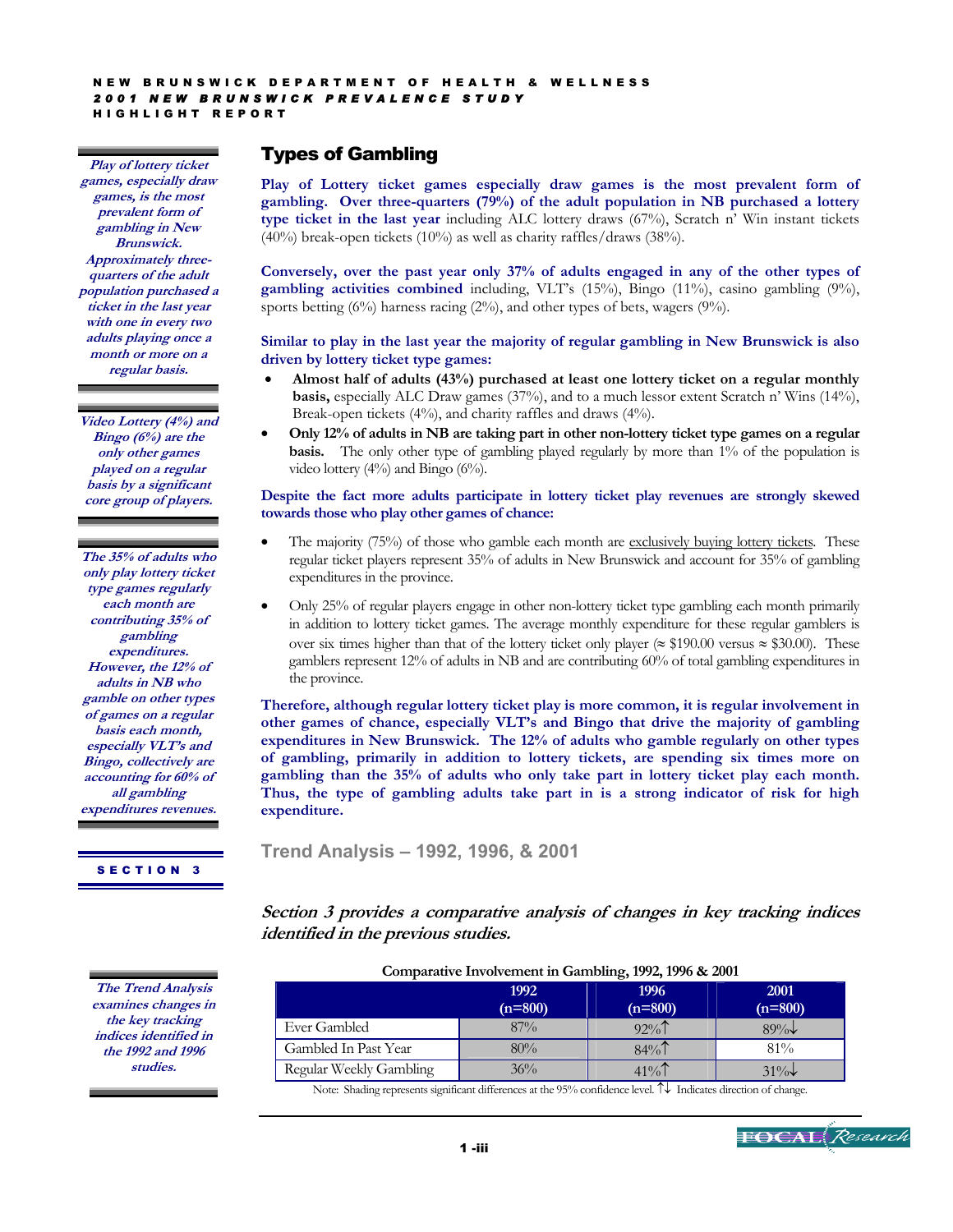*Play of lottery ticket games, especially draw games, is the most prevalent form of gambling in New Brunswick. Approximately three-quarters of the adult population purchased a ticket in the last year with one in every two adults playing once a month or more on a regular basis.*

*Video Lottery (4%) and Bingo (6%) are the only other games played on a regular basis by a significant core group of players.*

*The 35% of adults who only play lottery ticket type games regularly each month are contributing 35% of gambling expenditures. However, the 12% of adults in NB who gamble on other types of games on a regular basis each month, especially VLT's and Bingo, collectively are accounting for 60% of all gambling expenditures revenues.*

## Types of Gambling

**Play of Lottery ticket games especially draw games is the most prevalent form of gambling. Over three-quarters (79%) of the adult population in NB purchased a lottery type ticket in the last year** including ALC lottery draws (67%), Scratch n' Win instant tickets (40%) break-open tickets (10%) as well as charity raffles/draws (38%).

**Conversely, over the past year only 37% of adults engaged in any of the other types of gambling activities combined** including, VLT's (15%), Bingo (11%), casino gambling (9%), sports betting (6%) harness racing (2%), and other types of bets, wagers (9%).

**Similar to play in the last year the majority of regular gambling in New Brunswick is also driven by lottery ticket type games:**

- **Almost half of adults (43%) purchased at least one lottery ticket on a regular monthly basis,** especially ALC Draw games (37%), and to a much lessor extent Scratch n' Wins (14%), Break-open tickets (4%), and charity raffles and draws (4%).
- **Only 12% of adults in NB are taking part in other non-lottery ticket type games on a regular basis.** The only other type of gambling played regularly by more than 1% of the population is video lottery (4%) and Bingo (6%).

**Despite the fact more adults participate in lottery ticket play revenues are strongly skewed towards those who play other games of chance:**

- The majority (75%) of those who gamble each month are exclusively buying lottery tickets. These regular ticket players represent 35% of adults in New Brunswick and account for 35% of gambling expenditures in the province.
- Only 25% of regular players engage in other non-lottery ticket type gambling each month primarily in addition to lottery ticket games. The average monthly expenditure for these regular gamblers is over six times higher than that of the lottery ticket only player (≈ $190.00 versus ≈ $30.00). These gamblers represent 12% of adults in NB and are contributing 60% of total gambling expenditures in the province.

**Therefore, although regular lottery ticket play is more common, it is regular involvement in other games of chance, especially VLT's and Bingo that drive the majority of gambling expenditures in New Brunswick. The 12% of adults who gamble regularly on other types of gambling, primarily in addition to lottery tickets, are spending six times more on gambling than the 35% of adults who only take part in lottery ticket play each month. Thus, the type of gambling adults take part in is a strong indicator of risk for high expenditure.**

**SECTION 3**

## Trend Analysis – 1992, 1996, & 2001

*Section 3 provides a comparative analysis of changes in key tracking indices identified in the previous studies.*

*The Trend Analysis examines changes in the key tracking indices identified in the 1992 and 1996 studies.*

**Comparative Involvement in Gambling, 1992, 1996 & 2001**

| | 1992 (n=800) | 1996 (n=800) | 2001 (n=800) |
|---|---|---|---|
| Ever Gambled | 87% | 92%↑ | 89%↓ |
| Gambled In Past Year | 80% | 84%↑ | 81% |
| Regular Weekly Gambling | 36% | 41%↑ | 31%↓ |

Note: Shading represents significant differences at the 95% confidence level. ↑↓ Indicates direction of change.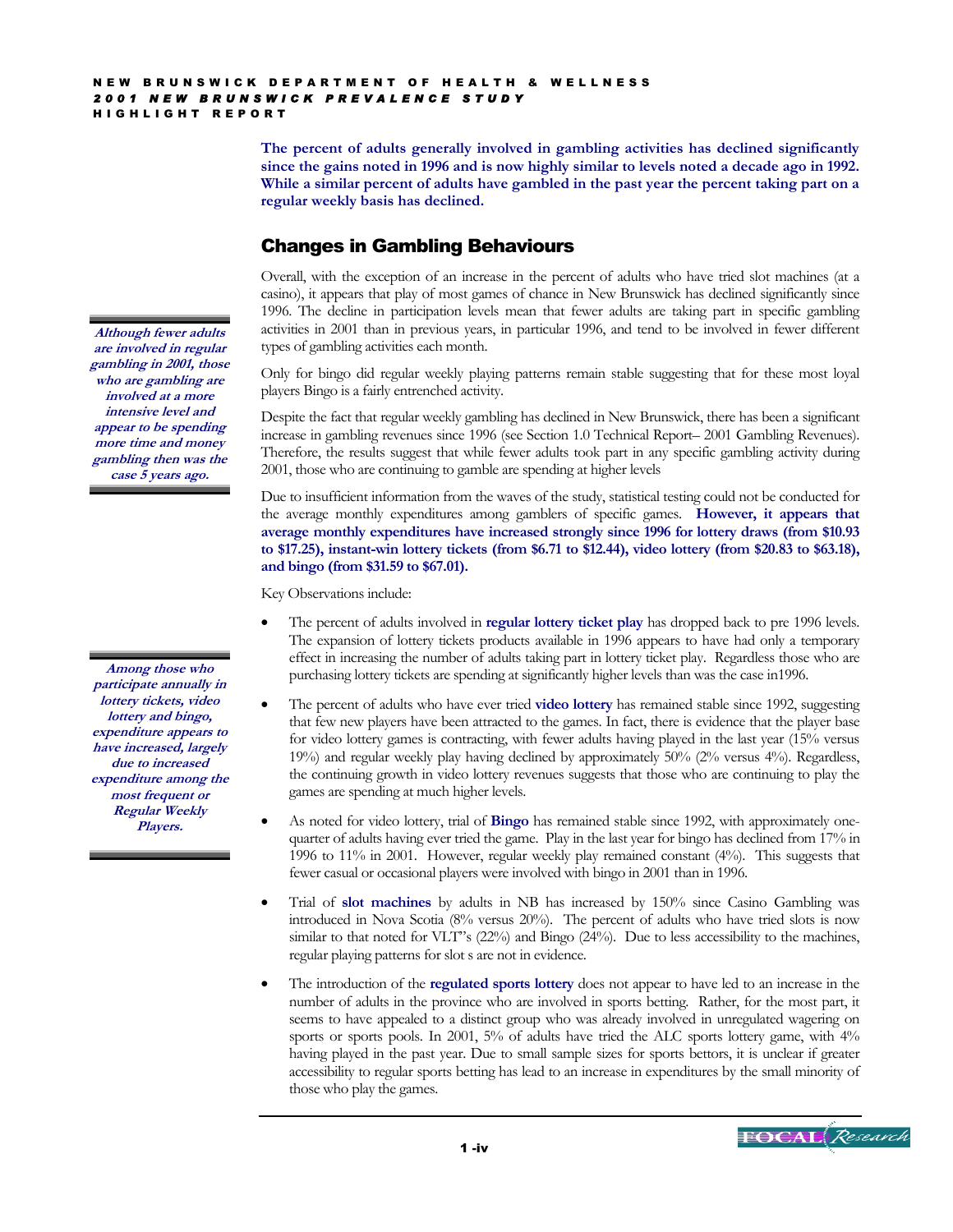**The percent of adults generally involved in gambling activities has declined significantly since the gains noted in 1996 and is now highly similar to levels noted a decade ago in 1992. While a similar percent of adults have gambled in the past year the percent taking part on a regular weekly basis has declined.**

## Changes in Gambling Behaviours

Overall, with the exception of an increase in the percent of adults who have tried slot machines (at a casino), it appears that play of most games of chance in New Brunswick has declined significantly since 1996. The decline in participation levels mean that fewer adults are taking part in specific gambling activities in 2001 than in previous years, in particular 1996, and tend to be involved in fewer different types of gambling activities each month.

*Although fewer adults are involved in regular gambling in 2001, those who are gambling are involved at a more intensive level and appear to be spending more time and money gambling then was the case 5 years ago.*

Only for bingo did regular weekly playing patterns remain stable suggesting that for these most loyal players Bingo is a fairly entrenched activity.

Despite the fact that regular weekly gambling has declined in New Brunswick, there has been a significant increase in gambling revenues since 1996 (see Section 1.0 Technical Report– 2001 Gambling Revenues). Therefore, the results suggest that while fewer adults took part in any specific gambling activity during 2001, those who are continuing to gamble are spending at higher levels

Due to insufficient information from the waves of the study, statistical testing could not be conducted for the average monthly expenditures among gamblers of specific games. **However, it appears that average monthly expenditures have increased strongly since 1996 for lottery draws (from $10.93 to $17.25), instant-win lottery tickets (from $6.71 to $12.44), video lottery (from $20.83 to $63.18), and bingo (from $31.59 to $67.01).**

Key Observations include:

*Among those who participate annually in lottery tickets, video lottery and bingo, expenditure appears to have increased, largely due to increased expenditure among the most frequent or Regular Weekly Players.*

- The percent of adults involved in **regular lottery ticket play** has dropped back to pre 1996 levels. The expansion of lottery tickets products available in 1996 appears to have had only a temporary effect in increasing the number of adults taking part in lottery ticket play. Regardless those who are purchasing lottery tickets are spending at significantly higher levels than was the case in1996.
- The percent of adults who have ever tried **video lottery** has remained stable since 1992, suggesting that few new players have been attracted to the games. In fact, there is evidence that the player base for video lottery games is contracting, with fewer adults having played in the last year (15% versus 19%) and regular weekly play having declined by approximately 50% (2% versus 4%). Regardless, the continuing growth in video lottery revenues suggests that those who are continuing to play the games are spending at much higher levels.
- As noted for video lottery, trial of **Bingo** has remained stable since 1992, with approximately one-quarter of adults having ever tried the game. Play in the last year for bingo has declined from 17% in 1996 to 11% in 2001. However, regular weekly play remained constant (4%). This suggests that fewer casual or occasional players were involved with bingo in 2001 than in 1996.
- Trial of **slot machines** by adults in NB has increased by 150% since Casino Gambling was introduced in Nova Scotia (8% versus 20%). The percent of adults who have tried slots is now similar to that noted for VLT''s (22%) and Bingo (24%). Due to less accessibility to the machines, regular playing patterns for slot s are not in evidence.
- The introduction of the **regulated sports lottery** does not appear to have led to an increase in the number of adults in the province who are involved in sports betting. Rather, for the most part, it seems to have appealed to a distinct group who was already involved in unregulated wagering on sports or sports pools. In 2001, 5% of adults have tried the ALC sports lottery game, with 4% having played in the past year. Due to small sample sizes for sports bettors, it is unclear if greater accessibility to regular sports betting has lead to an increase in expenditures by the small minority of those who play the games.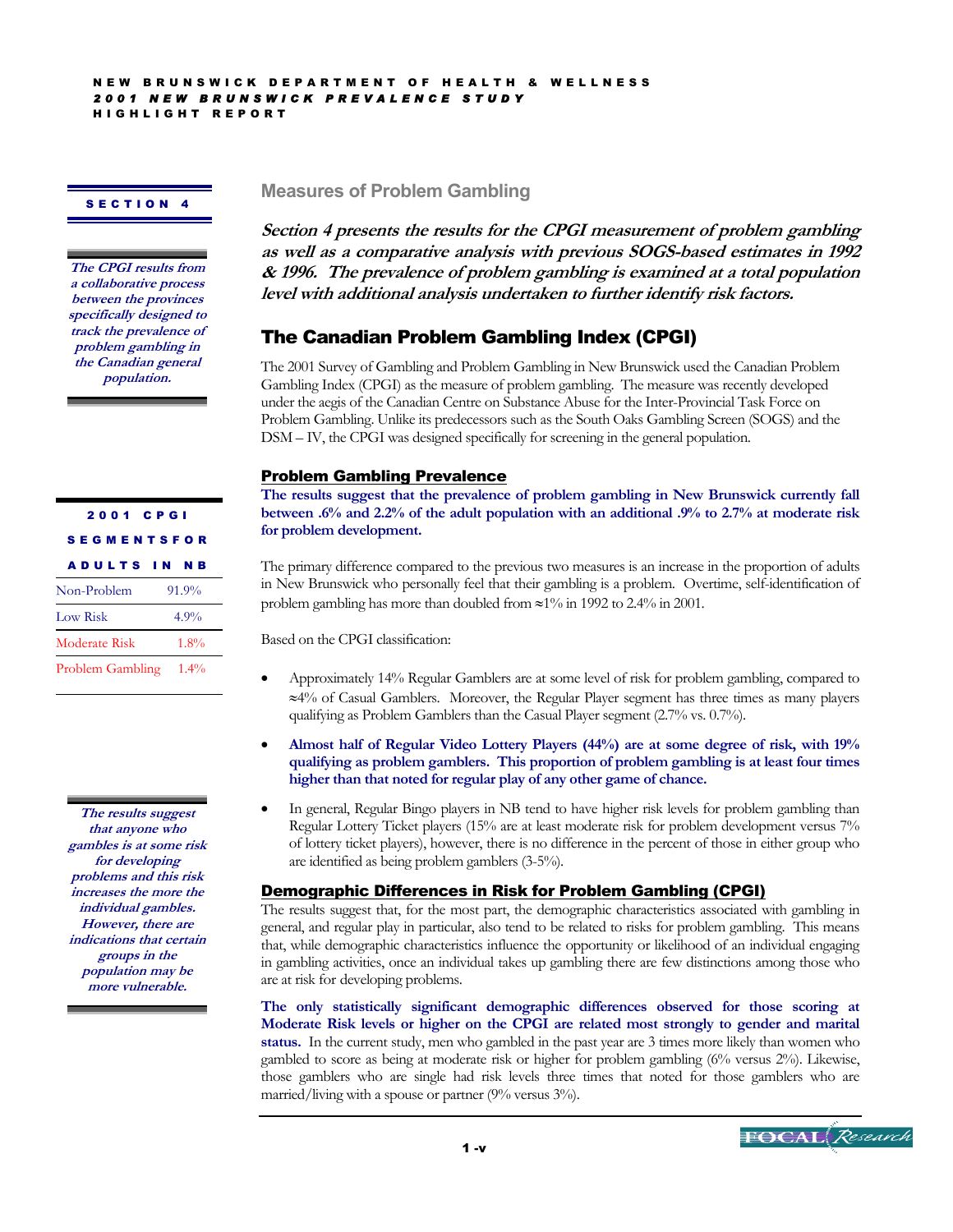## SECTION 4

*The CPGI results from a collaborative process between the provinces specifically designed to track the prevalence of problem gambling in the Canadian general population.*

# Measures of Problem Gambling

***Section 4 presents the results for the CPGI measurement of problem gambling as well as a comparative analysis with previous SOGS-based estimates in 1992 & 1996. The prevalence of problem gambling is examined at a total population level with additional analysis undertaken to further identify risk factors.***

## The Canadian Problem Gambling Index (CPGI)

The 2001 Survey of Gambling and Problem Gambling in New Brunswick used the Canadian Problem Gambling Index (CPGI) as the measure of problem gambling. The measure was recently developed under the aegis of the Canadian Centre on Substance Abuse for the Inter-Provincial Task Force on Problem Gambling. Unlike its predecessors such as the South Oaks Gambling Screen (SOGS) and the DSM – IV, the CPGI was designed specifically for screening in the general population.

### Problem Gambling Prevalence

**The results suggest that the prevalence of problem gambling in New Brunswick currently fall between .6% and 2.2% of the adult population with an additional .9% to 2.7% at moderate risk for problem development.**

| 2001 CPGI SEGMENTS FOR ADULTS IN NB | |
|---|---|
| Non-Problem | 91.9% |
| Low Risk | 4.9% |
| Moderate Risk | 1.8% |
| Problem Gambling | 1.4% |

The primary difference compared to the previous two measures is an increase in the proportion of adults in New Brunswick who personally feel that their gambling is a problem. Overtime, self-identification of problem gambling has more than doubled from ≈1% in 1992 to 2.4% in 2001.

Based on the CPGI classification:

- Approximately 14% Regular Gamblers are at some level of risk for problem gambling, compared to ≈4% of Casual Gamblers. Moreover, the Regular Player segment has three times as many players qualifying as Problem Gamblers than the Casual Player segment (2.7% vs. 0.7%).
- **Almost half of Regular Video Lottery Players (44%) are at some degree of risk, with 19% qualifying as problem gamblers. This proportion of problem gambling is at least four times higher than that noted for regular play of any other game of chance.**
- In general, Regular Bingo players in NB tend to have higher risk levels for problem gambling than Regular Lottery Ticket players (15% are at least moderate risk for problem development versus 7% of lottery ticket players), however, there is no difference in the percent of those in either group who are identified as being problem gamblers (3-5%).

*The results suggest that anyone who gambles is at some risk for developing problems and this risk increases the more the individual gambles. However, there are indications that certain groups in the population may be more vulnerable.*

### Demographic Differences in Risk for Problem Gambling (CPGI)

The results suggest that, for the most part, the demographic characteristics associated with gambling in general, and regular play in particular, also tend to be related to risks for problem gambling. This means that, while demographic characteristics influence the opportunity or likelihood of an individual engaging in gambling activities, once an individual takes up gambling there are few distinctions among those who are at risk for developing problems.

**The only statistically significant demographic differences observed for those scoring at Moderate Risk levels or higher on the CPGI are related most strongly to gender and marital status.** In the current study, men who gambled in the past year are 3 times more likely than women who gambled to score as being at moderate risk or higher for problem gambling (6% versus 2%). Likewise, those gamblers who are single had risk levels three times that noted for those gamblers who are married/living with a spouse or partner (9% versus 3%).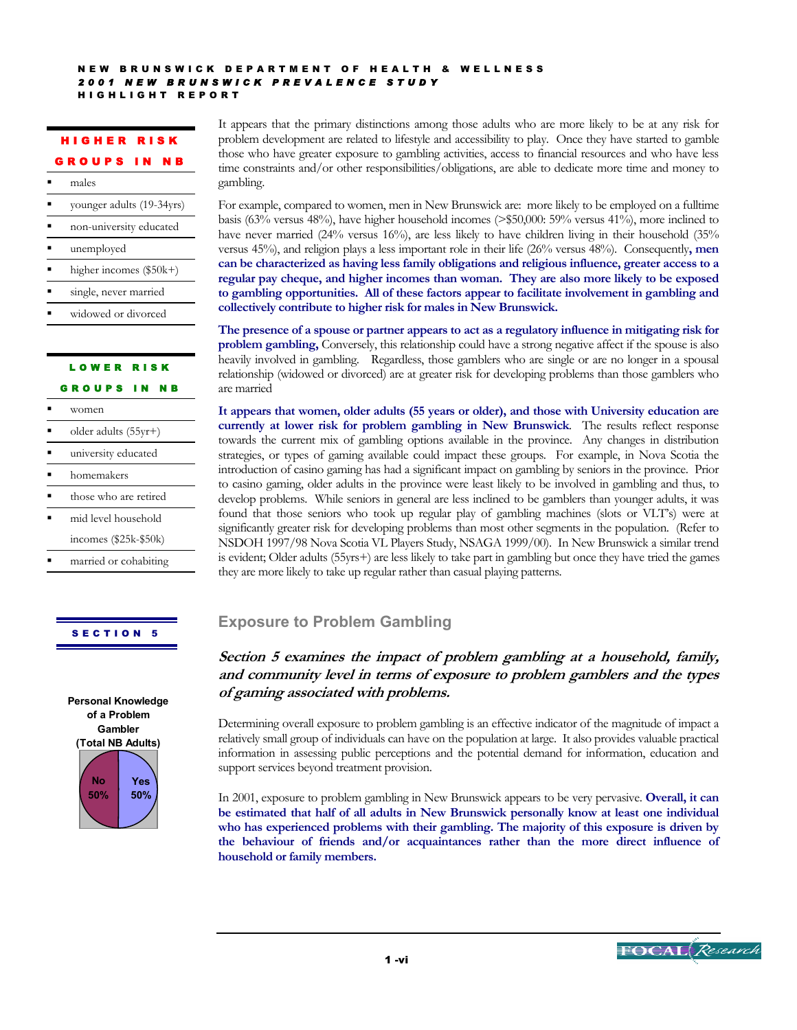### HIGHER RISK GROUPS IN NB

- males
- younger adults (19-34yrs)
- non-university educated
- unemployed
- higher incomes ($50k+)
- single, never married
- widowed or divorced

### LOWER RISK GROUPS IN NB

- women
- older adults (55yr+)
- university educated
- homemakers
- those who are retired
- mid level household incomes ($25k-$50k)
- married or cohabiting

It appears that the primary distinctions among those adults who are more likely to be at any risk for problem development are related to lifestyle and accessibility to play. Once they have started to gamble those who have greater exposure to gambling activities, access to financial resources and who have less time constraints and/or other responsibilities/obligations, are able to dedicate more time and money to gambling.

For example, compared to women, men in New Brunswick are: more likely to be employed on a fulltime basis (63% versus 48%), have higher household incomes (>$50,000: 59% versus 41%), more inclined to have never married (24% versus 16%), are less likely to have children living in their household (35% versus 45%), and religion plays a less important role in their life (26% versus 48%). Consequently**, men can be characterized as having less family obligations and religious influence, greater access to a regular pay cheque, and higher incomes than woman. They are also more likely to be exposed to gambling opportunities. All of these factors appear to facilitate involvement in gambling and collectively contribute to higher risk for males in New Brunswick.**

**The presence of a spouse or partner appears to act as a regulatory influence in mitigating risk for problem gambling,** Conversely, this relationship could have a strong negative affect if the spouse is also heavily involved in gambling. Regardless, those gamblers who are single or are no longer in a spousal relationship (widowed or divorced) are at greater risk for developing problems than those gamblers who are married

**It appears that women, older adults (55 years or older), and those with University education are currently at lower risk for problem gambling in New Brunswick**. The results reflect response towards the current mix of gambling options available in the province. Any changes in distribution strategies, or types of gaming available could impact these groups. For example, in Nova Scotia the introduction of casino gaming has had a significant impact on gambling by seniors in the province. Prior to casino gaming, older adults in the province were least likely to be involved in gambling and thus, to develop problems. While seniors in general are less inclined to be gamblers than younger adults, it was found that those seniors who took up regular play of gambling machines (slots or VLT's) were at significantly greater risk for developing problems than most other segments in the population. (Refer to NSDOH 1997/98 Nova Scotia VL Players Study, NSAGA 1999/00). In New Brunswick a similar trend is evident; Older adults (55yrs+) are less likely to take part in gambling but once they have tried the games they are more likely to take up regular rather than casual playing patterns.

## SECTION 5

## Exposure to Problem Gambling

***Section 5 examines the impact of problem gambling at a household, family, and community level in terms of exposure to problem gamblers and the types of gaming associated with problems.***

**Personal Knowledge of a Problem Gambler (Total NB Adults)**

| No | Yes |
|---|---|
| 50% | 50% |

Determining overall exposure to problem gambling is an effective indicator of the magnitude of impact a relatively small group of individuals can have on the population at large. It also provides valuable practical information in assessing public perceptions and the potential demand for information, education and support services beyond treatment provision.

In 2001, exposure to problem gambling in New Brunswick appears to be very pervasive. **Overall, it can be estimated that half of all adults in New Brunswick personally know at least one individual who has experienced problems with their gambling. The majority of this exposure is driven by the behaviour of friends and/or acquaintances rather than the more direct influence of household or family members.**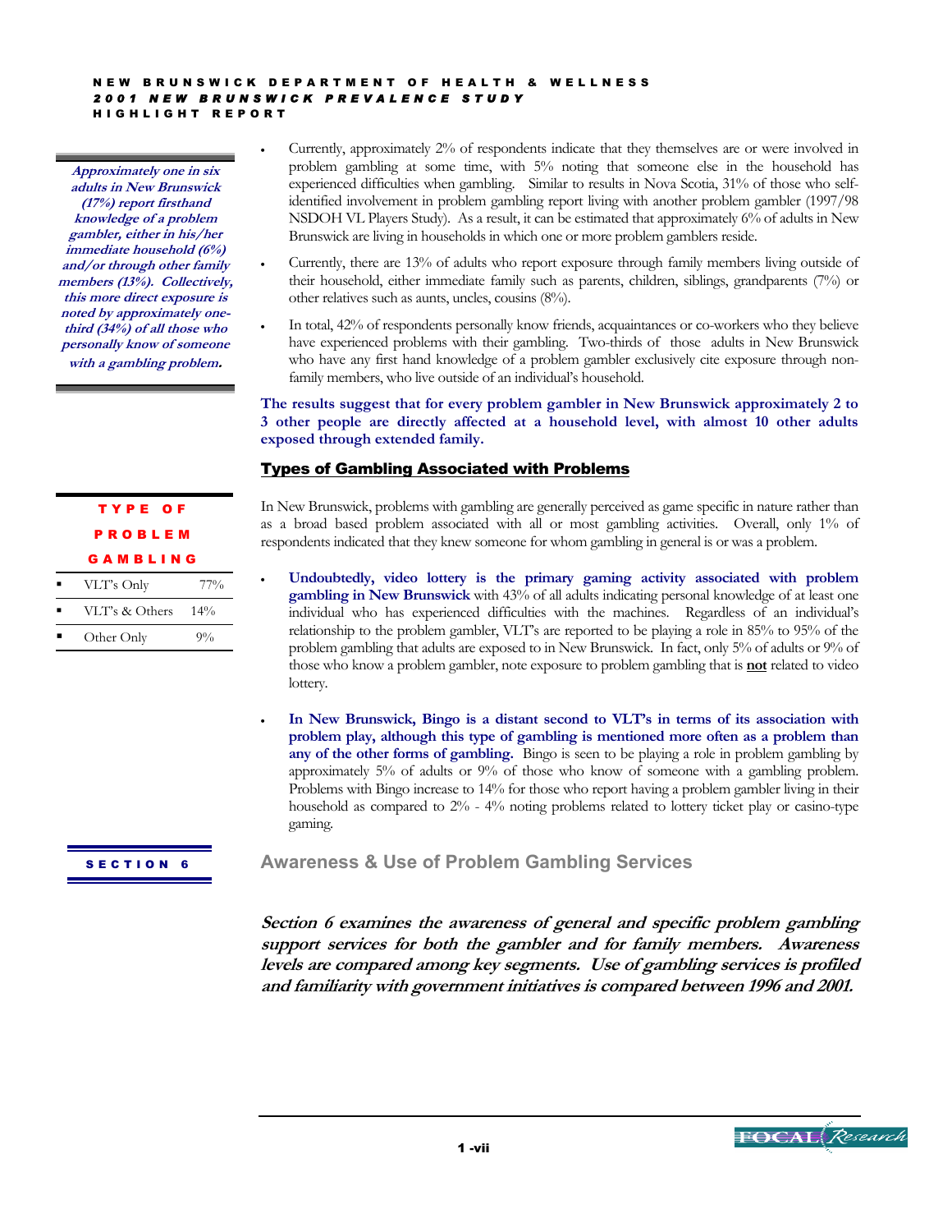*Approximately one in six adults in New Brunswick (17%) report firsthand knowledge of a problem gambler, either in his/her immediate household (6%) and/or through other family members (13%). Collectively, this more direct exposure is noted by approximately one-third (34%) of all those who personally know of someone with a gambling problem.*

- Currently, approximately 2% of respondents indicate that they themselves are or were involved in problem gambling at some time, with 5% noting that someone else in the household has experienced difficulties when gambling. Similar to results in Nova Scotia, 31% of those who self-identified involvement in problem gambling report living with another problem gambler (1997/98 NSDOH VL Players Study). As a result, it can be estimated that approximately 6% of adults in New Brunswick are living in households in which one or more problem gamblers reside.
- Currently, there are 13% of adults who report exposure through family members living outside of their household, either immediate family such as parents, children, siblings, grandparents (7%) or other relatives such as aunts, uncles, cousins (8%).
- In total, 42% of respondents personally know friends, acquaintances or co-workers who they believe have experienced problems with their gambling. Two-thirds of those adults in New Brunswick who have any first hand knowledge of a problem gambler exclusively cite exposure through non-family members, who live outside of an individual's household.

**The results suggest that for every problem gambler in New Brunswick approximately 2 to 3 other people are directly affected at a household level, with almost 10 other adults exposed through extended family.**

## Types of Gambling Associated with Problems

| TYPE OF PROBLEM GAMBLING | |
|---|---|
| VLT's Only | 77% |
| VLT's & Others | 14% |
| Other Only | 9% |

In New Brunswick, problems with gambling are generally perceived as game specific in nature rather than as a broad based problem associated with all or most gambling activities. Overall, only 1% of respondents indicated that they knew someone for whom gambling in general is or was a problem.

- **Undoubtedly, video lottery is the primary gaming activity associated with problem gambling in New Brunswick** with 43% of all adults indicating personal knowledge of at least one individual who has experienced difficulties with the machines. Regardless of an individual's relationship to the problem gambler, VLT's are reported to be playing a role in 85% to 95% of the problem gambling that adults are exposed to in New Brunswick. In fact, only 5% of adults or 9% of those who know a problem gambler, note exposure to problem gambling that is **not** related to video lottery.
- **In New Brunswick, Bingo is a distant second to VLT's in terms of its association with problem play, although this type of gambling is mentioned more often as a problem than any of the other forms of gambling.** Bingo is seen to be playing a role in problem gambling by approximately 5% of adults or 9% of those who know of someone with a gambling problem. Problems with Bingo increase to 14% for those who report having a problem gambler living in their household as compared to 2% - 4% noting problems related to lottery ticket play or casino-type gaming.

**SECTION 6**

## Awareness & Use of Problem Gambling Services

***Section 6 examines the awareness of general and specific problem gambling support services for both the gambler and for family members. Awareness levels are compared among key segments. Use of gambling services is profiled and familiarity with government initiatives is compared between 1996 and 2001.***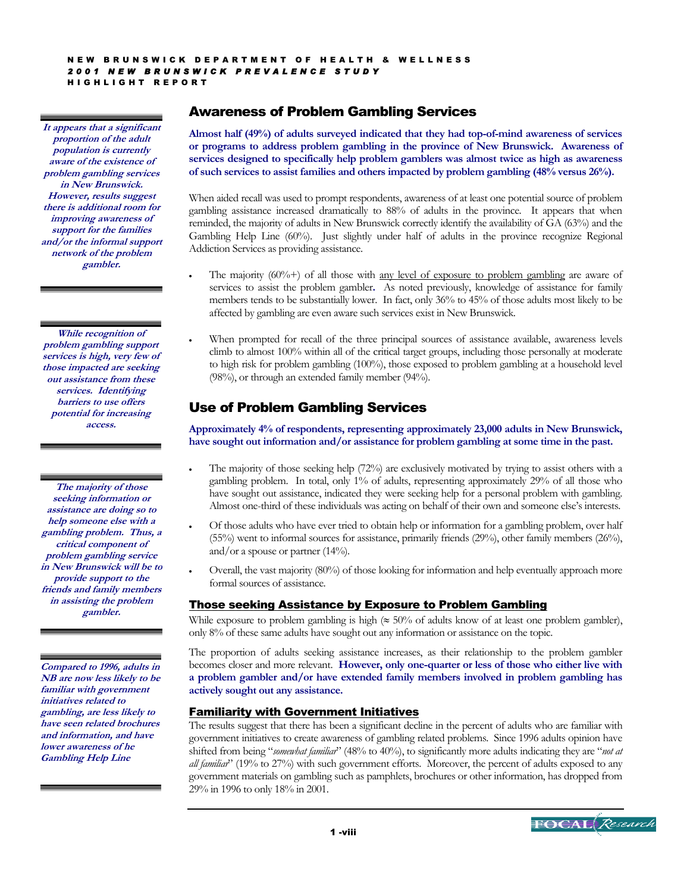## Awareness of Problem Gambling Services

*It appears that a significant proportion of the adult population is currently aware of the existence of problem gambling services in New Brunswick. However, results suggest there is additional room for improving awareness of support for the families and/or the informal support network of the problem gambler.*

**Almost half (49%) of adults surveyed indicated that they had top-of-mind awareness of services or programs to address problem gambling in the province of New Brunswick. Awareness of services designed to specifically help problem gamblers was almost twice as high as awareness of such services to assist families and others impacted by problem gambling (48% versus 26%).**

When aided recall was used to prompt respondents, awareness of at least one potential source of problem gambling assistance increased dramatically to 88% of adults in the province. It appears that when reminded, the majority of adults in New Brunswick correctly identify the availability of GA (63%) and the Gambling Help Line (60%). Just slightly under half of adults in the province recognize Regional Addiction Services as providing assistance.

- The majority (60%+) of all those with <u>any level of exposure to problem gambling</u> are aware of services to assist the problem gambler**.** As noted previously, knowledge of assistance for family members tends to be substantially lower. In fact, only 36% to 45% of those adults most likely to be affected by gambling are even aware such services exist in New Brunswick.
- When prompted for recall of the three principal sources of assistance available, awareness levels climb to almost 100% within all of the critical target groups, including those personally at moderate to high risk for problem gambling (100%), those exposed to problem gambling at a household level (98%), or through an extended family member (94%).

## Use of Problem Gambling Services

*While recognition of problem gambling support services is high, very few of those impacted are seeking out assistance from these services. Identifying barriers to use offers potential for increasing access.*

**Approximately 4% of respondents, representing approximately 23,000 adults in New Brunswick, have sought out information and/or assistance for problem gambling at some time in the past.**

*The majority of those seeking information or assistance are doing so to help someone else with a gambling problem. Thus, a critical component of problem gambling service in New Brunswick will be to provide support to the friends and family members in assisting the problem gambler.*

- The majority of those seeking help (72%) are exclusively motivated by trying to assist others with a gambling problem. In total, only 1% of adults, representing approximately 29% of all those who have sought out assistance, indicated they were seeking help for a personal problem with gambling. Almost one-third of these individuals was acting on behalf of their own and someone else's interests.
- Of those adults who have ever tried to obtain help or information for a gambling problem, over half (55%) went to informal sources for assistance, primarily friends (29%), other family members (26%), and/or a spouse or partner (14%).
- Overall, the vast majority (80%) of those looking for information and help eventually approach more formal sources of assistance.

### Those seeking Assistance by Exposure to Problem Gambling

While exposure to problem gambling is high (≈ 50% of adults know of at least one problem gambler), only 8% of these same adults have sought out any information or assistance on the topic.

The proportion of adults seeking assistance increases, as their relationship to the problem gambler becomes closer and more relevant. **However, only one-quarter or less of those who either live with a problem gambler and/or have extended family members involved in problem gambling has actively sought out any assistance.**

### Familiarity with Government Initiatives

*Compared to 1996, adults in NB are now less likely to be familiar with government initiatives related to gambling, are less likely to have seen related brochures and information, and have lower awareness of he Gambling Help Line*

The results suggest that there has been a significant decline in the percent of adults who are familiar with government initiatives to create awareness of gambling related problems. Since 1996 adults opinion have shifted from being "*somewhat familiar*" (48% to 40%), to significantly more adults indicating they are "*not at all familiar*" (19% to 27%) with such government efforts. Moreover, the percent of adults exposed to any government materials on gambling such as pamphlets, brochures or other information, has dropped from 29% in 1996 to only 18% in 2001.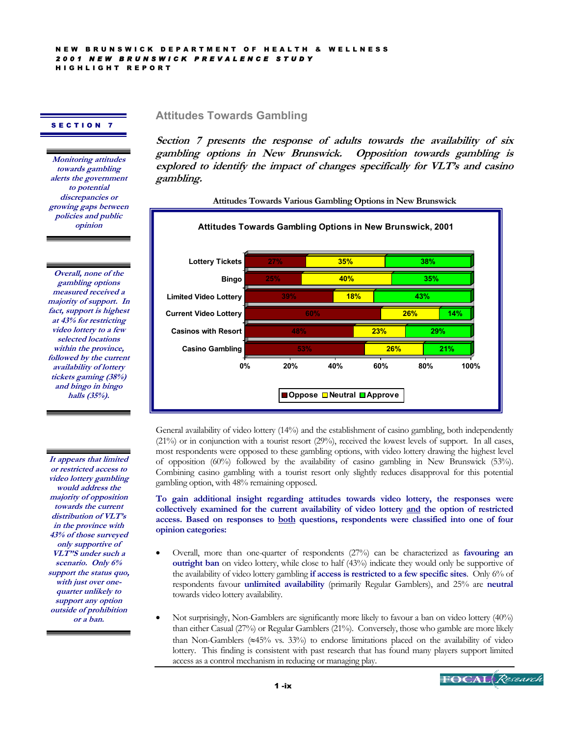## SECTION 7

# Attitudes Towards Gambling

***Section 7 presents the response of adults towards the availability of six gambling options in New Brunswick. Opposition towards gambling is explored to identify the impact of changes specifically for VLT's and casino gambling.***

*Monitoring attitudes towards gambling alerts the government to potential discrepancies or growing gaps between policies and public opinion*

Attitudes Towards Various Gambling Options in New Brunswick

**Attitudes Towards Gambling Options in New Brunswick, 2001**

| | Oppose | Neutral | Approve |
|---|---|---|---|
| Lottery Tickets | 27% | 35% | 38% |
| Bingo | 25% | 40% | 35% |
| Limited Video Lottery | 39% | 18% | 43% |
| Current Video Lottery | 60% | 26% | 14% |
| Casinos with Resort | 48% | 23% | 29% |
| Casino Gambling | 53% | 26% | 21% |

*Overall, none of the gambling options measured received a majority of support. In fact, support is highest at 43% for restricting video lottery to a few selected locations within the province, followed by the current availability of lottery tickets gaming (38%) and bingo in bingo halls (35%).*

General availability of video lottery (14%) and the establishment of casino gambling, both independently (21%) or in conjunction with a tourist resort (29%), received the lowest levels of support. In all cases, most respondents were opposed to these gambling options, with video lottery drawing the highest level of opposition (60%) followed by the availability of casino gambling in New Brunswick (53%). Combining casino gambling with a tourist resort only slightly reduces disapproval for this potential gambling option, with 48% remaining opposed.

**To gain additional insight regarding attitudes towards video lottery, the responses were collectively examined for the current availability of video lottery and the option of restricted access. Based on responses to both questions, respondents were classified into one of four opinion categories:**

*It appears that limited or restricted access to video lottery gambling would address the majority of opposition towards the current distribution of VLT's in the province with 43% of those surveyed only supportive of VLT"S under such a scenario. Only 6% support the status quo, with just over one-quarter unlikely to support any option outside of prohibition or a ban.*

- Overall, more than one-quarter of respondents (27%) can be characterized as **favouring an outright ban** on video lottery, while close to half (43%) indicate they would only be supportive of the availability of video lottery gambling **if access is restricted to a few specific sites**. Only 6% of respondents favour **unlimited availability** (primarily Regular Gamblers), and 25% are **neutral** towards video lottery availability.

- Not surprisingly, Non-Gamblers are significantly more likely to favour a ban on video lottery (40%) than either Casual (27%) or Regular Gamblers (21%). Conversely, those who gamble are more likely than Non-Gamblers (≈45% vs. 33%) to endorse limitations placed on the availability of video lottery. This finding is consistent with past research that has found many players support limited access as a control mechanism in reducing or managing play.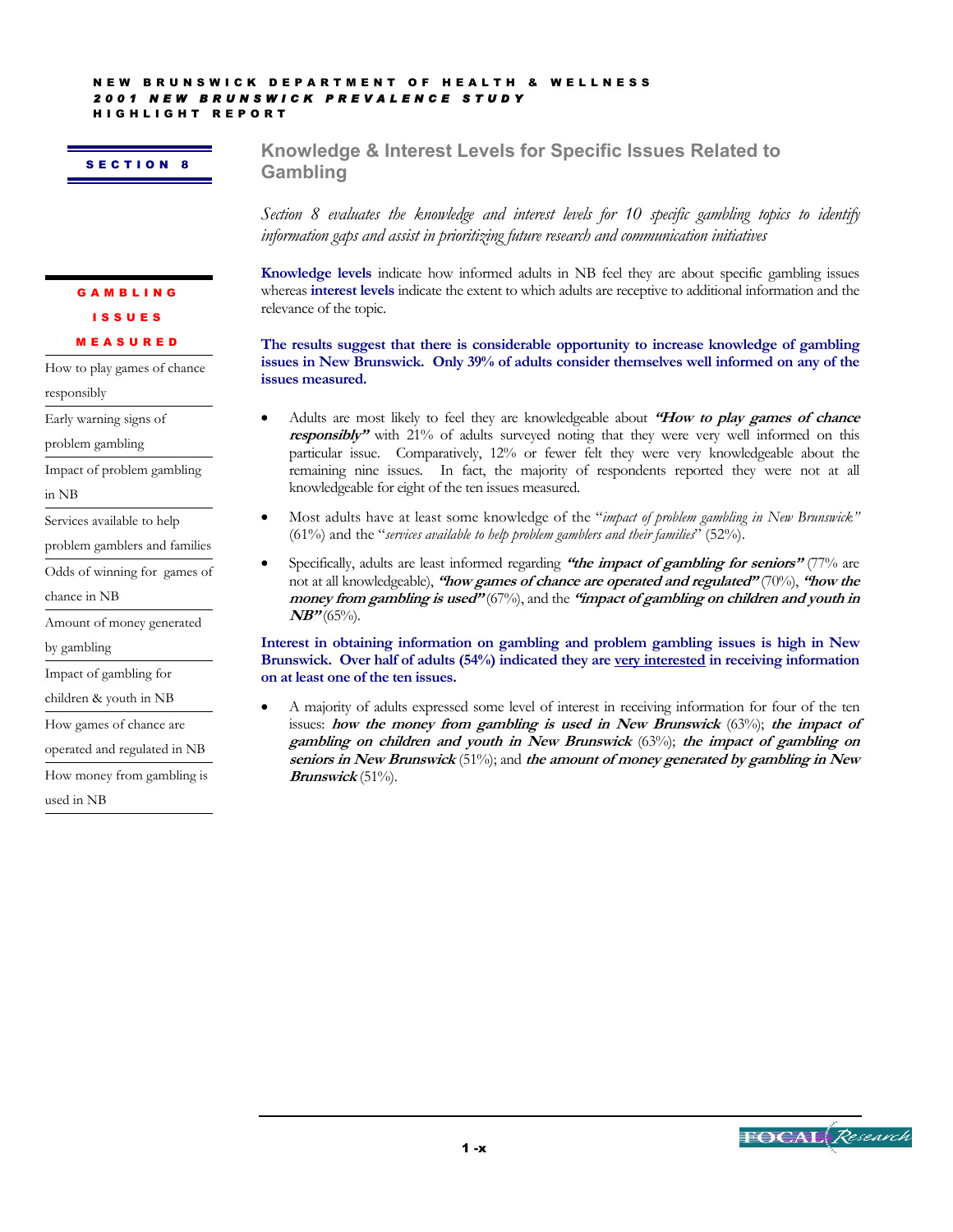## SECTION 8

# Knowledge & Interest Levels for Specific Issues Related to Gambling

*Section 8 evaluates the knowledge and interest levels for 10 specific gambling topics to identify information gaps and assist in prioritizing future research and communication initiatives*

**GAMBLING ISSUES MEASURED**

- How to play games of chance responsibly
- Early warning signs of problem gambling
- Impact of problem gambling in NB
- Services available to help problem gamblers and families
- Odds of winning for games of chance in NB
- Amount of money generated by gambling
- Impact of gambling for children & youth in NB
- How games of chance are operated and regulated in NB
- How money from gambling is used in NB

**Knowledge levels** indicate how informed adults in NB feel they are about specific gambling issues whereas **interest levels** indicate the extent to which adults are receptive to additional information and the relevance of the topic.

**The results suggest that there is considerable opportunity to increase knowledge of gambling issues in New Brunswick. Only 39% of adults consider themselves well informed on any of the issues measured.**

- Adults are most likely to feel they are knowledgeable about ***"How to play games of chance responsibly"*** with 21% of adults surveyed noting that they were very well informed on this particular issue. Comparatively, 12% or fewer felt they were very knowledgeable about the remaining nine issues. In fact, the majority of respondents reported they were not at all knowledgeable for eight of the ten issues measured.
- Most adults have at least some knowledge of the "*impact of problem gambling in New Brunswick"* (61%) and the "*services available to help problem gamblers and their families*" (52%).
- Specifically, adults are least informed regarding ***"the impact of gambling for seniors"*** (77% are not at all knowledgeable), ***"how games of chance are operated and regulated"*** (70%), ***"how the money from gambling is used"*** (67%), and the ***"impact of gambling on children and youth in NB"*** (65%).

**Interest in obtaining information on gambling and problem gambling issues is high in New Brunswick. Over half of adults (54%) indicated they are <u>very interested</u> in receiving information on at least one of the ten issues.**

- A majority of adults expressed some level of interest in receiving information for four of the ten issues: ***how the money from gambling is used in New Brunswick*** (63%); ***the impact of gambling on children and youth in New Brunswick*** (63%); ***the impact of gambling on seniors in New Brunswick*** (51%); and ***the amount of money generated by gambling in New Brunswick*** (51%).